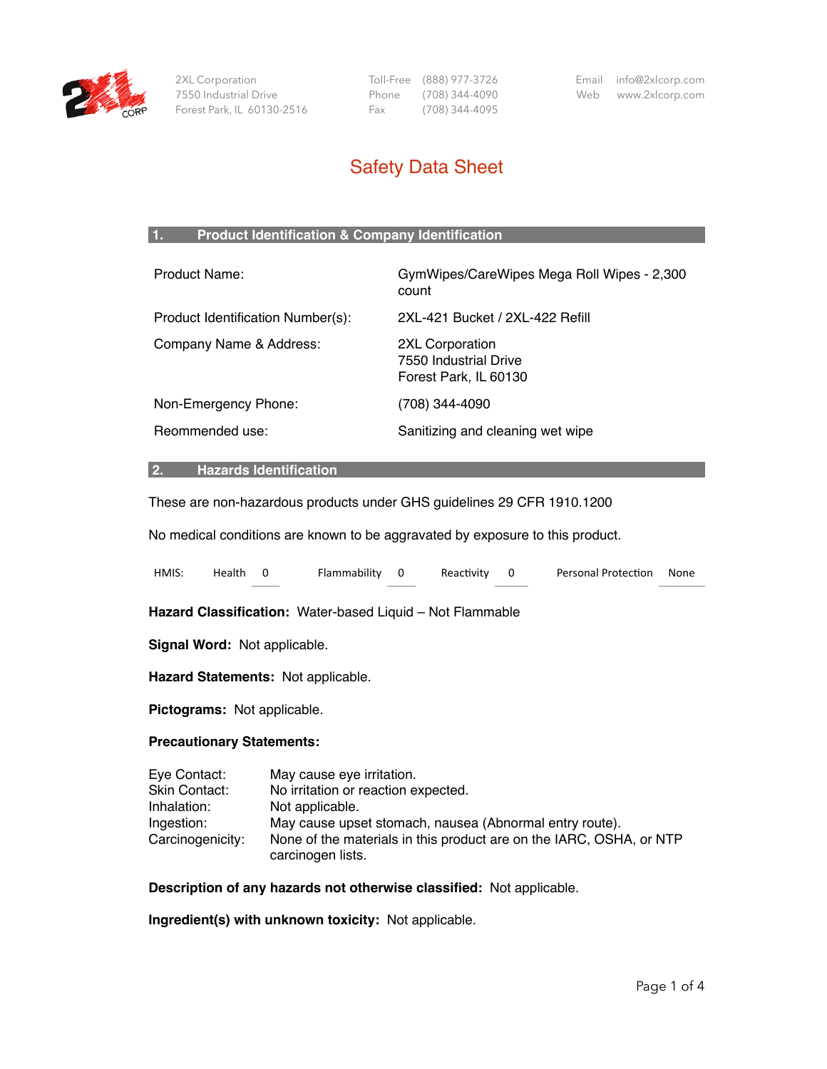2XL Corporation
7550 Industrial Drive
Forest Park, IL 60130-2516

Toll-Free (888) 977-3726
Phone (708) 344-4090
Fax (708) 344-4095

Email info@2xlcorp.com
Web www.2xlcorp.com

# Safety Data Sheet

## 1. Product Identification & Company Identification

| | |
|---|---|
| Product Name: | GymWipes/CareWipes Mega Roll Wipes - 2,300 count |
| Product Identification Number(s): | 2XL-421 Bucket / 2XL-422 Refill |
| Company Name & Address: | 2XL Corporation<br>7550 Industrial Drive<br>Forest Park, IL 60130 |
| Non-Emergency Phone: | (708) 344-4090 |
| Reommended use: | Sanitizing and cleaning wet wipe |

## 2. Hazards Identification

These are non-hazardous products under GHS guidelines 29 CFR 1910.1200

No medical conditions are known to be aggravated by exposure to this product.

| HMIS: | Health | 0 | Flammability | 0 | Reactivity | 0 | Personal Protection | None |
|---|---|---|---|---|---|---|---|---|

**Hazard Classification:** Water-based Liquid – Not Flammable

**Signal Word:** Not applicable.

**Hazard Statements:** Not applicable.

**Pictograms:** Not applicable.

**Precautionary Statements:**

| | |
|---|---|
| Eye Contact: | May cause eye irritation. |
| Skin Contact: | No irritation or reaction expected. |
| Inhalation: | Not applicable. |
| Ingestion: | May cause upset stomach, nausea (Abnormal entry route). |
| Carcinogenicity: | None of the materials in this product are on the IARC, OSHA, or NTP carcinogen lists. |

**Description of any hazards not otherwise classified:** Not applicable.

**Ingredient(s) with unknown toxicity:** Not applicable.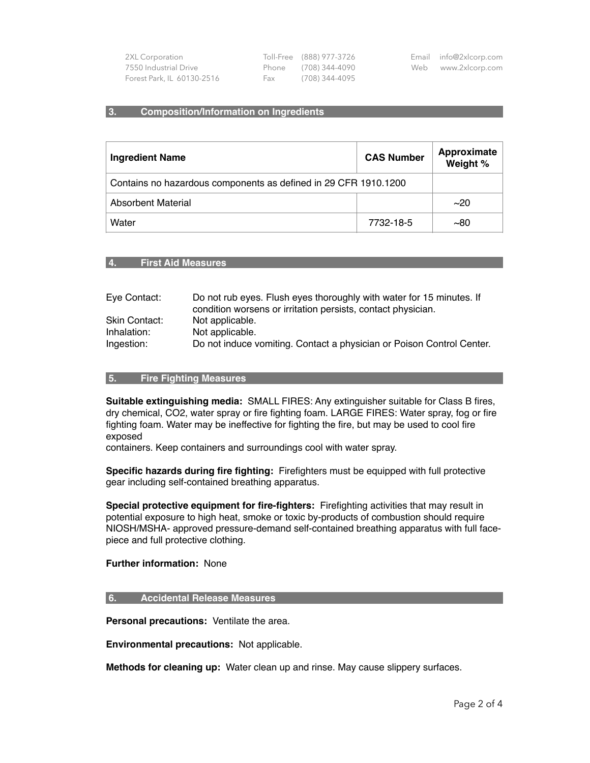## 3. Composition/Information on Ingredients

| Ingredient Name | CAS Number | Approximate Weight % |
|---|---|---|
| Contains no hazardous components as defined in 29 CFR 1910.1200 | | |
| Absorbent Material | | ~20 |
| Water | 7732-18-5 | ~80 |

## 4. First Aid Measures

Eye Contact: Do not rub eyes. Flush eyes thoroughly with water for 15 minutes. If condition worsens or irritation persists, contact physician.
Skin Contact: Not applicable.
Inhalation: Not applicable.
Ingestion: Do not induce vomiting. Contact a physician or Poison Control Center.

## 5. Fire Fighting Measures

**Suitable extinguishing media:** SMALL FIRES: Any extinguisher suitable for Class B fires, dry chemical, CO2, water spray or fire fighting foam. LARGE FIRES: Water spray, fog or fire fighting foam. Water may be ineffective for fighting the fire, but may be used to cool fire exposed
containers. Keep containers and surroundings cool with water spray.

**Specific hazards during fire fighting:** Firefighters must be equipped with full protective gear including self-contained breathing apparatus.

**Special protective equipment for fire-fighters:** Firefighting activities that may result in potential exposure to high heat, smoke or toxic by-products of combustion should require NIOSH/MSHA- approved pressure-demand self-contained breathing apparatus with full face-piece and full protective clothing.

**Further information:** None

## 6. Accidental Release Measures

**Personal precautions:** Ventilate the area.

**Environmental precautions:** Not applicable.

**Methods for cleaning up:** Water clean up and rinse. May cause slippery surfaces.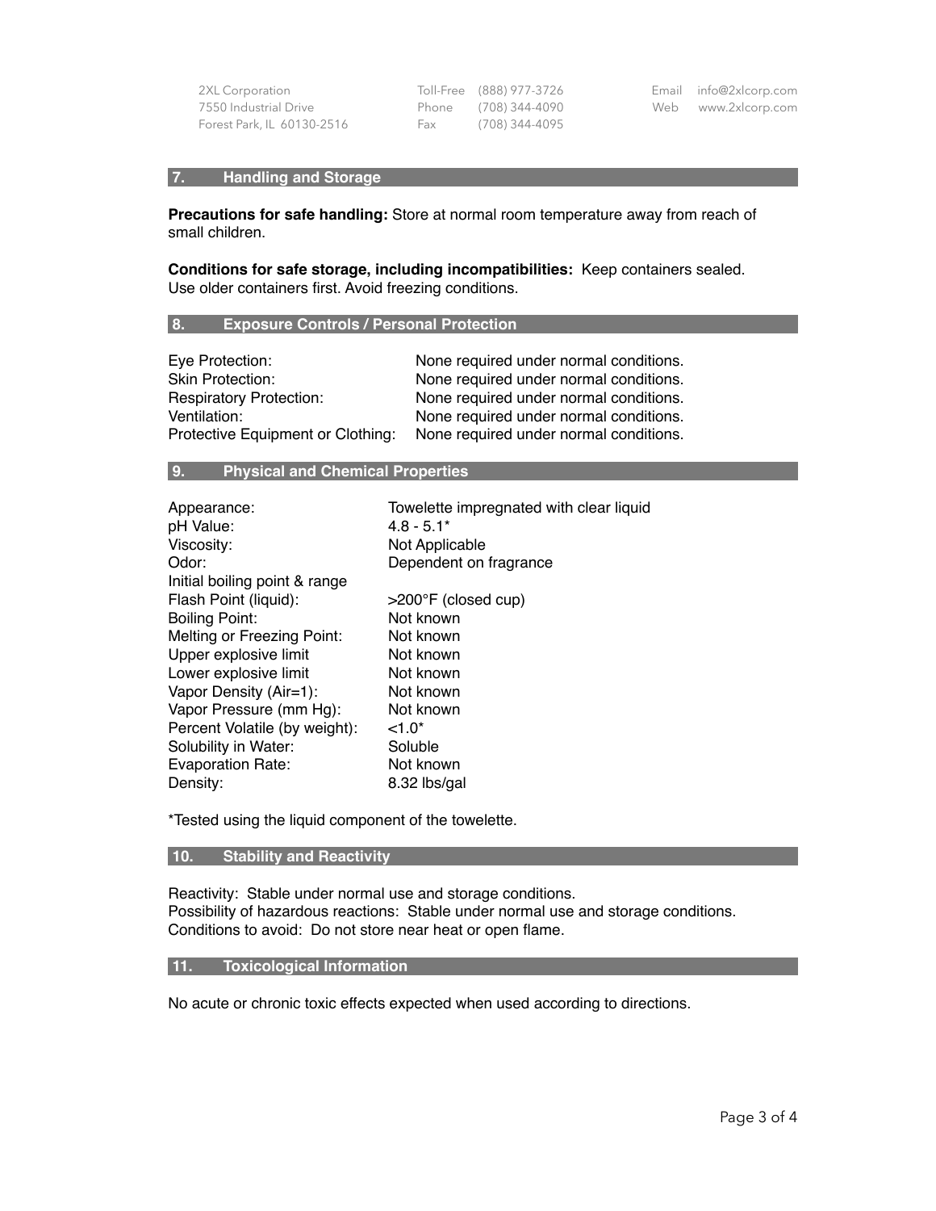## 7. Handling and Storage

**Precautions for safe handling:** Store at normal room temperature away from reach of small children.

**Conditions for safe storage, including incompatibilities:** Keep containers sealed. Use older containers first. Avoid freezing conditions.

## 8. Exposure Controls / Personal Protection

| | |
|---|---|
| Eye Protection: | None required under normal conditions. |
| Skin Protection: | None required under normal conditions. |
| Respiratory Protection: | None required under normal conditions. |
| Ventilation: | None required under normal conditions. |
| Protective Equipment or Clothing: | None required under normal conditions. |

## 9. Physical and Chemical Properties

| | |
|---|---|
| Appearance: | Towelette impregnated with clear liquid |
| pH Value: | 4.8 - 5.1* |
| Viscosity: | Not Applicable |
| Odor: | Dependent on fragrance |
| Initial boiling point & range | |
| Flash Point (liquid): | >200°F (closed cup) |
| Boiling Point: | Not known |
| Melting or Freezing Point: | Not known |
| Upper explosive limit | Not known |
| Lower explosive limit | Not known |
| Vapor Density (Air=1): | Not known |
| Vapor Pressure (mm Hg): | Not known |
| Percent Volatile (by weight): | <1.0* |
| Solubility in Water: | Soluble |
| Evaporation Rate: | Not known |
| Density: | 8.32 lbs/gal |

*Tested using the liquid component of the towelette.

## 10. Stability and Reactivity

Reactivity: Stable under normal use and storage conditions.
Possibility of hazardous reactions: Stable under normal use and storage conditions.
Conditions to avoid: Do not store near heat or open flame.

## 11. Toxicological Information

No acute or chronic toxic effects expected when used according to directions.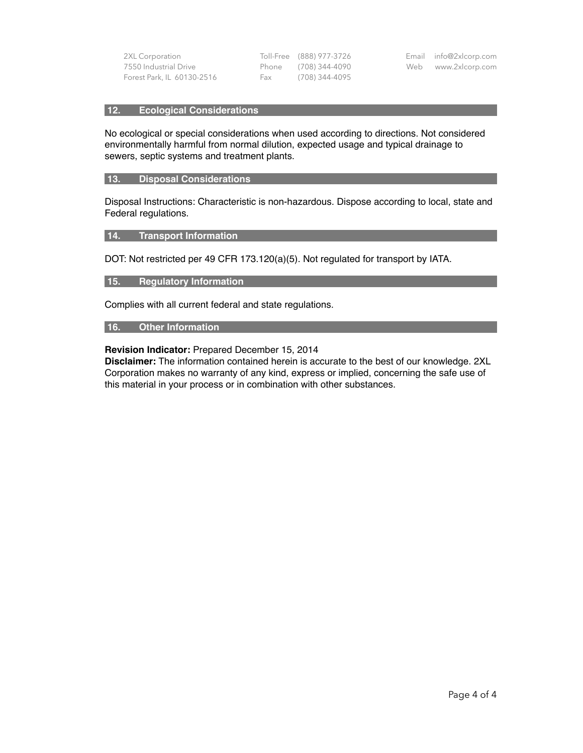## 12. Ecological Considerations

No ecological or special considerations when used according to directions. Not considered environmentally harmful from normal dilution, expected usage and typical drainage to sewers, septic systems and treatment plants.

## 13. Disposal Considerations

Disposal Instructions: Characteristic is non-hazardous. Dispose according to local, state and Federal regulations.

## 14. Transport Information

DOT: Not restricted per 49 CFR 173.120(a)(5). Not regulated for transport by IATA.

## 15. Regulatory Information

Complies with all current federal and state regulations.

## 16. Other Information

**Revision Indicator:** Prepared December 15, 2014
**Disclaimer:** The information contained herein is accurate to the best of our knowledge. 2XL Corporation makes no warranty of any kind, express or implied, concerning the safe use of this material in your process or in combination with other substances.